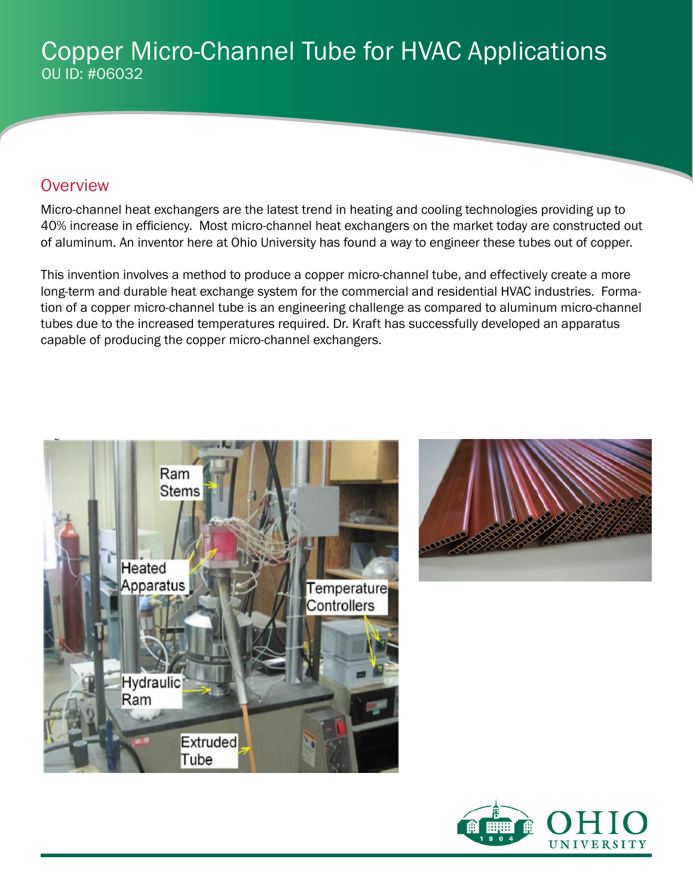# Copper Micro-Channel Tube for HVAC Applications

OU ID: #06032

## Overview

Micro-channel heat exchangers are the latest trend in heating and cooling technologies providing up to 40% increase in efficiency. Most micro-channel heat exchangers on the market today are constructed out of aluminum. An inventor here at Ohio University has found a way to engineer these tubes out of copper.

This invention involves a method to produce a copper micro-channel tube, and effectively create a more long-term and durable heat exchange system for the commercial and residential HVAC industries. Formation of a copper micro-channel tube is an engineering challenge as compared to aluminum micro-channel tubes due to the increased temperatures required. Dr. Kraft has successfully developed an apparatus capable of producing the copper micro-channel exchangers.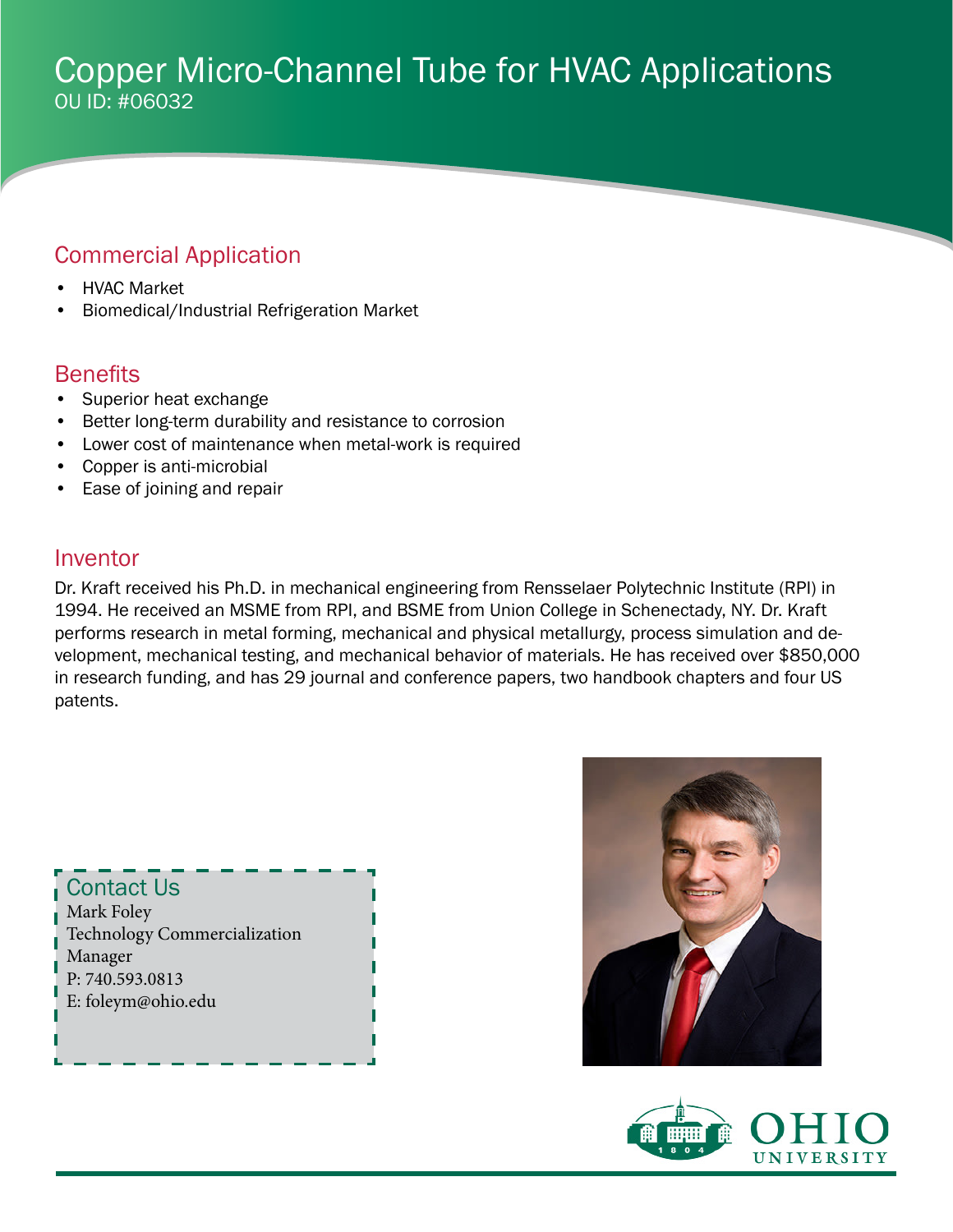# Copper Micro-Channel Tube for HVAC Applications

OU ID: #06032

## Commercial Application

- HVAC Market
- Biomedical/Industrial Refrigeration Market

## Benefits

- Superior heat exchange
- Better long-term durability and resistance to corrosion
- Lower cost of maintenance when metal-work is required
- Copper is anti-microbial
- Ease of joining and repair

## Inventor

Dr. Kraft received his Ph.D. in mechanical engineering from Rensselaer Polytechnic Institute (RPI) in 1994. He received an MSME from RPI, and BSME from Union College in Schenectady, NY. Dr. Kraft performs research in metal forming, mechanical and physical metallurgy, process simulation and development, mechanical testing, and mechanical behavior of materials. He has received over $850,000 in research funding, and has 29 journal and conference papers, two handbook chapters and four US patents.

## Contact Us

Mark Foley
Technology Commercialization Manager
P: 740.593.0813
E: foleym@ohio.edu

OHIO UNIVERSITY